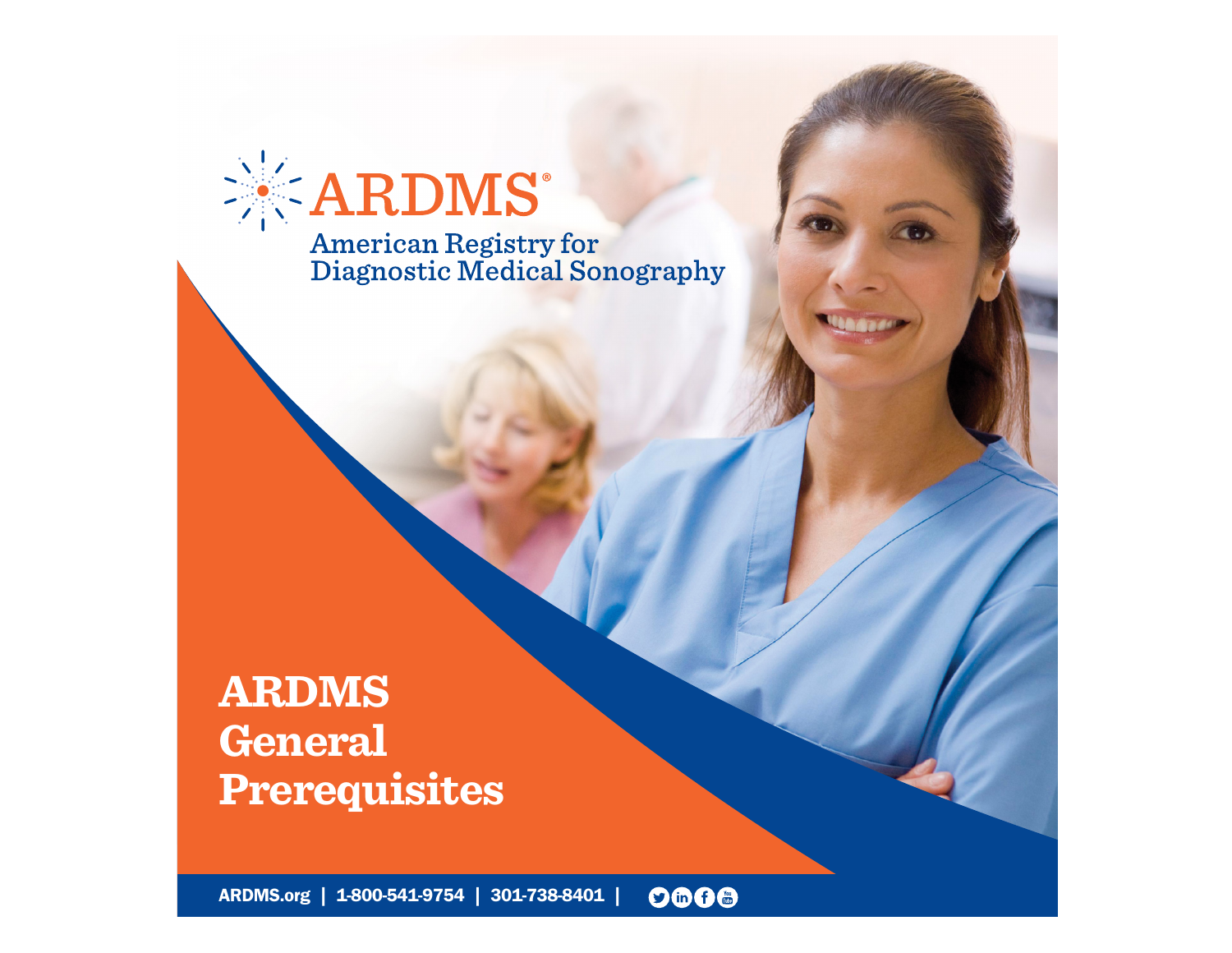# ARDMS®

American Registry for Diagnostic Medical Sonography

# ARDMS General Prerequisites

ARDMS.org | 1-800-541-9754 | 301-738-8401 |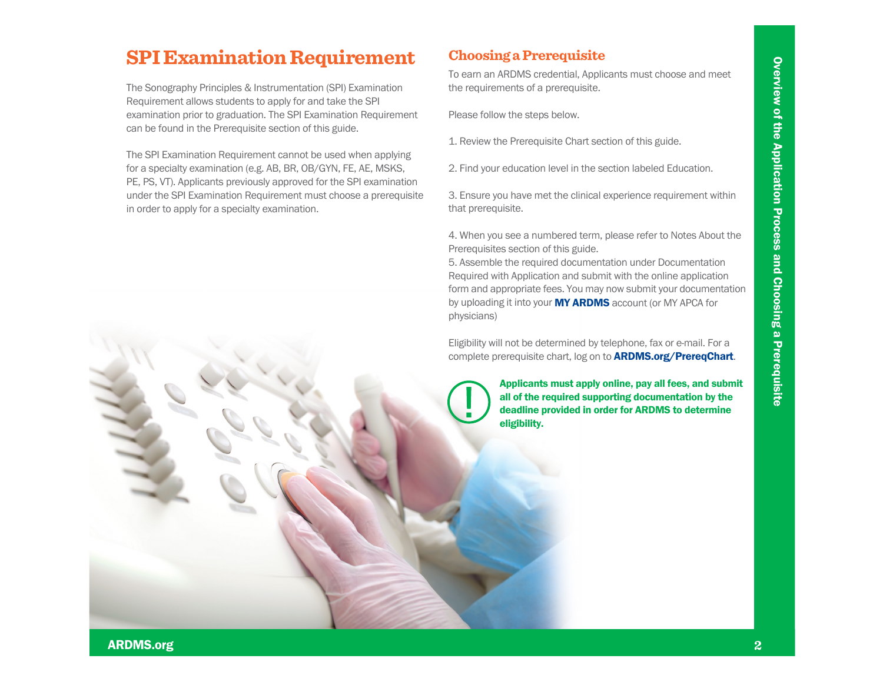# SPI Examination Requirement

The Sonography Principles & Instrumentation (SPI) Examination Requirement allows students to apply for and take the SPI examination prior to graduation. The SPI Examination Requirement can be found in the Prerequisite section of this guide.

The SPI Examination Requirement cannot be used when applying for a specialty examination (e.g. AB, BR, OB/GYN, FE, AE, MSKS, PE, PS, VT). Applicants previously approved for the SPI examination under the SPI Examination Requirement must choose a prerequisite in order to apply for a specialty examination.

## Choosing a Prerequisite

To earn an ARDMS credential, Applicants must choose and meet the requirements of a prerequisite.

Please follow the steps below.

1. Review the Prerequisite Chart section of this guide.
2. Find your education level in the section labeled Education.
3. Ensure you have met the clinical experience requirement within that prerequisite.
4. When you see a numbered term, please refer to Notes About the Prerequisites section of this guide.
5. Assemble the required documentation under Documentation Required with Application and submit with the online application form and appropriate fees. You may now submit your documentation by uploading it into your **MY ARDMS** account (or MY APCA for physicians)

Eligibility will not be determined by telephone, fax or e-mail. For a complete prerequisite chart, log on to **ARDMS.org/PrereqChart**.

**Applicants must apply online, pay all fees, and submit all of the required supporting documentation by the deadline provided in order for ARDMS to determine eligibility.**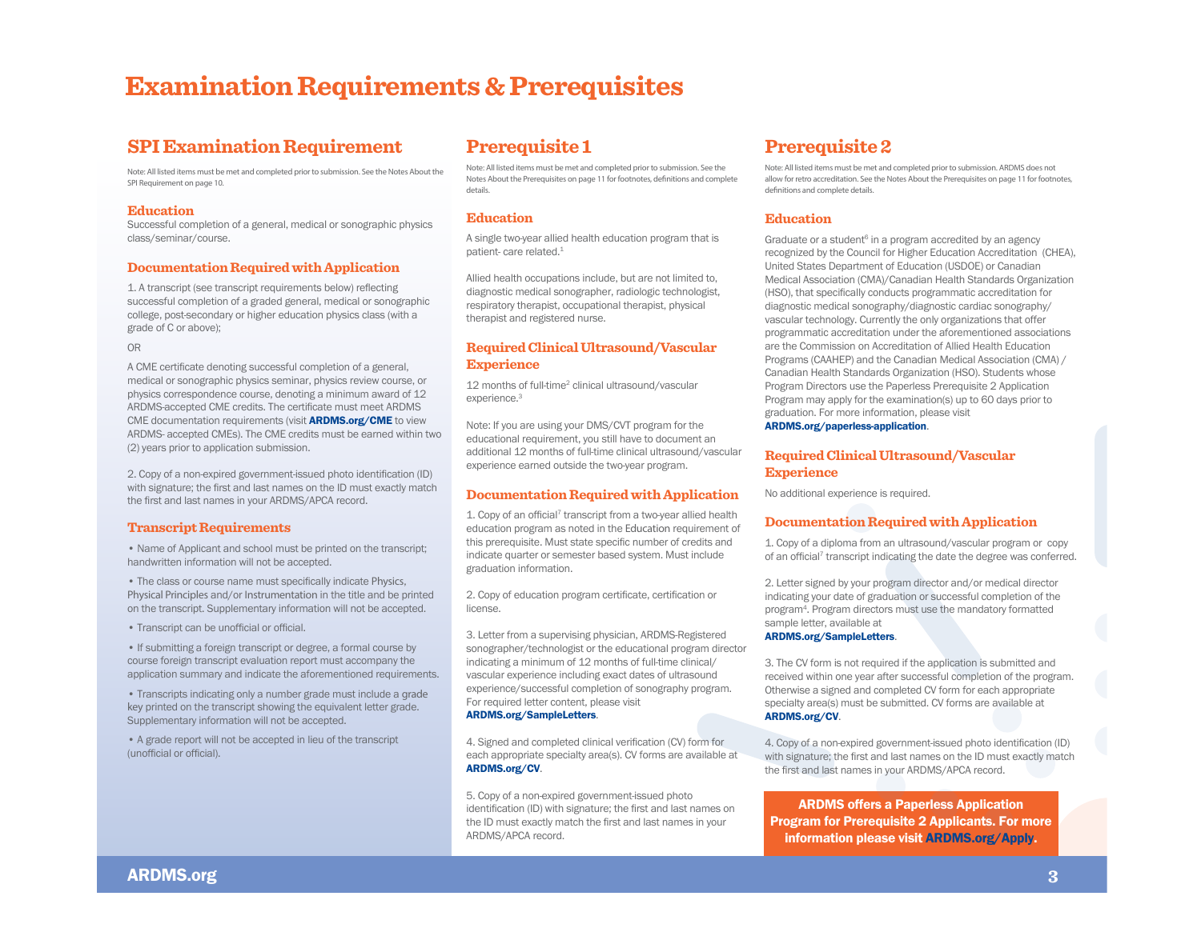# Examination Requirements & Prerequisites

## SPI Examination Requirement

Note: All listed items must be met and completed prior to submission. See the Notes About the SPI Requirement on page 10.

### Education

Successful completion of a general, medical or sonographic physics class/seminar/course.

### Documentation Required with Application

1. A transcript (see transcript requirements below) reflecting successful completion of a graded general, medical or sonographic college, post-secondary or higher education physics class (with a grade of C or above);

OR

A CME certificate denoting successful completion of a general, medical or sonographic physics seminar, physics review course, or physics correspondence course, denoting a minimum award of 12 ARDMS-accepted CME credits. The certificate must meet ARDMS CME documentation requirements (visit **ARDMS.org/CME** to view ARDMS- accepted CMEs). The CME credits must be earned within two (2) years prior to application submission.

2. Copy of a non-expired government-issued photo identification (ID) with signature; the first and last names on the ID must exactly match the first and last names in your ARDMS/APCA record.

### Transcript Requirements

- Name of Applicant and school must be printed on the transcript; handwritten information will not be accepted.
- The class or course name must specifically indicate Physics, Physical Principles and/or Instrumentation in the title and be printed on the transcript. Supplementary information will not be accepted.
- Transcript can be unofficial or official.
- If submitting a foreign transcript or degree, a formal course by course foreign transcript evaluation report must accompany the application summary and indicate the aforementioned requirements.
- Transcripts indicating only a number grade must include a grade key printed on the transcript showing the equivalent letter grade. Supplementary information will not be accepted.
- A grade report will not be accepted in lieu of the transcript (unofficial or official).

## Prerequisite 1

Note: All listed items must be met and completed prior to submission. See the Notes About the Prerequisites on page 11 for footnotes, definitions and complete details.

### Education

A single two-year allied health education program that is patient- care related.[1]

Allied health occupations include, but are not limited to, diagnostic medical sonographer, radiologic technologist, respiratory therapist, occupational therapist, physical therapist and registered nurse.

### Required Clinical Ultrasound/Vascular Experience

12 months of full-time[2] clinical ultrasound/vascular experience.[3]

Note: If you are using your DMS/CVT program for the educational requirement, you still have to document an additional 12 months of full-time clinical ultrasound/vascular experience earned outside the two-year program.

### Documentation Required with Application

1. Copy of an official[7] transcript from a two-year allied health education program as noted in the Education requirement of this prerequisite. Must state specific number of credits and indicate quarter or semester based system. Must include graduation information.

2. Copy of education program certificate, certification or license.

3. Letter from a supervising physician, ARDMS-Registered sonographer/technologist or the educational program director indicating a minimum of 12 months of full-time clinical/vascular experience including exact dates of ultrasound experience/successful completion of sonography program. For required letter content, please visit **ARDMS.org/SampleLetters**.

4. Signed and completed clinical verification (CV) form for each appropriate specialty area(s). CV forms are available at **ARDMS.org/CV**.

5. Copy of a non-expired government-issued photo identification (ID) with signature; the first and last names on the ID must exactly match the first and last names in your ARDMS/APCA record.

## Prerequisite 2

Note: All listed items must be met and completed prior to submission. ARDMS does not allow for retro accreditation. See the Notes About the Prerequisites on page 11 for footnotes, definitions and complete details.

### Education

Graduate or a student[6] in a program accredited by an agency recognized by the Council for Higher Education Accreditation (CHEA), United States Department of Education (USDOE) or Canadian Medical Association (CMA)/Canadian Health Standards Organization (HSO), that specifically conducts programmatic accreditation for diagnostic medical sonography/diagnostic cardiac sonography/ vascular technology. Currently the only organizations that offer programmatic accreditation under the aforementioned associations are the Commission on Accreditation of Allied Health Education Programs (CAAHEP) and the Canadian Medical Association (CMA) / Canadian Health Standards Organization (HSO). Students whose Program Directors use the Paperless Prerequisite 2 Application Program may apply for the examination(s) up to 60 days prior to graduation. For more information, please visit **ARDMS.org/paperless-application**.

### Required Clinical Ultrasound/Vascular Experience

No additional experience is required.

### Documentation Required with Application

1. Copy of a diploma from an ultrasound/vascular program or copy of an official[7] transcript indicating the date the degree was conferred.

2. Letter signed by your program director and/or medical director indicating your date of graduation or successful completion of the program[4]. Program directors must use the mandatory formatted sample letter, available at **ARDMS.org/SampleLetters**.

3. The CV form is not required if the application is submitted and received within one year after successful completion of the program. Otherwise a signed and completed CV form for each appropriate specialty area(s) must be submitted. CV forms are available at **ARDMS.org/CV**.

4. Copy of a non-expired government-issued photo identification (ID) with signature; the first and last names on the ID must exactly match the first and last names in your ARDMS/APCA record.

**ARDMS offers a Paperless Application Program for Prerequisite 2 Applicants. For more information please visit ARDMS.org/Apply.**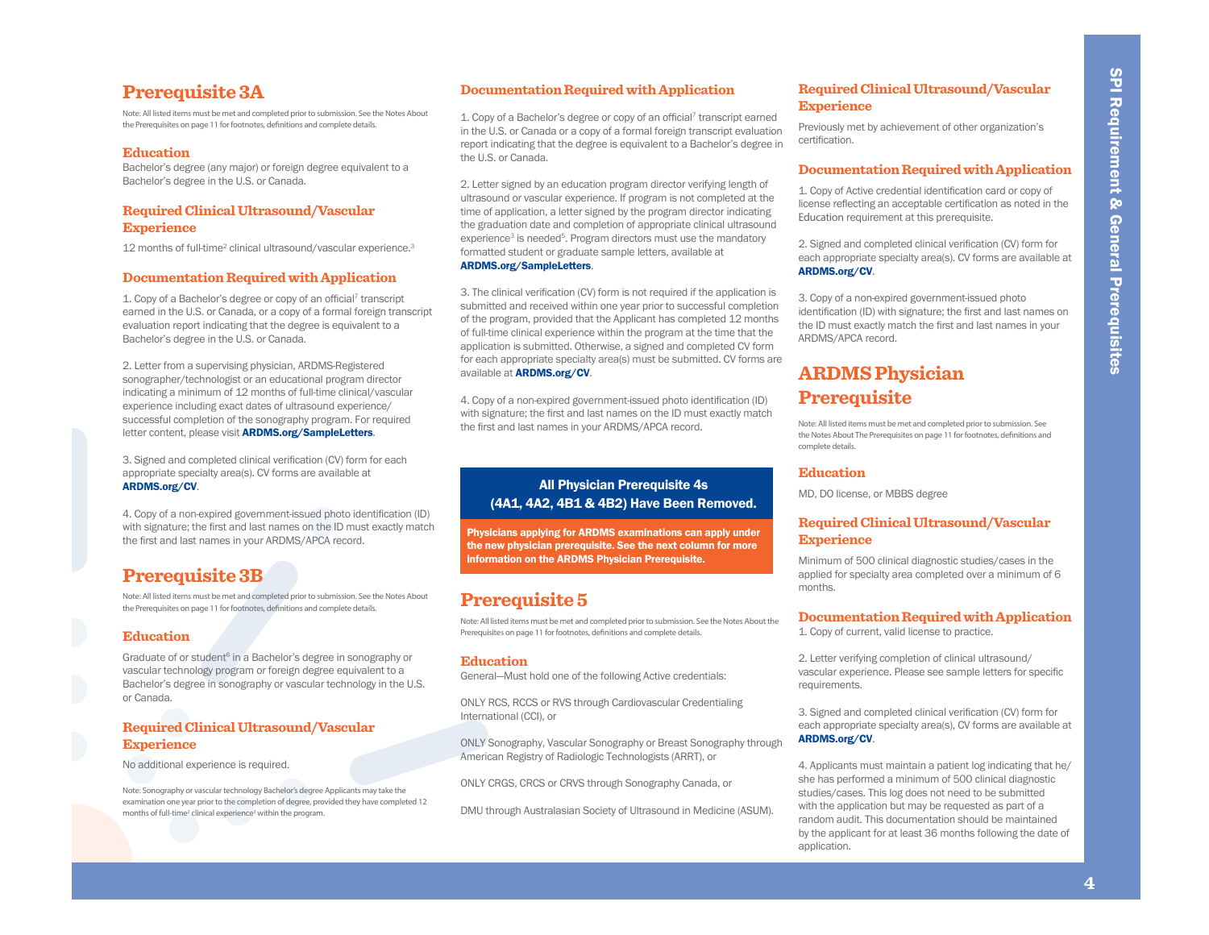## Prerequisite 3A

Note: All listed items must be met and completed prior to submission. See the Notes About the Prerequisites on page 11 for footnotes, definitions and complete details.

### Education

Bachelor's degree (any major) or foreign degree equivalent to a Bachelor's degree in the U.S. or Canada.

### Required Clinical Ultrasound/Vascular Experience

12 months of full-time[2] clinical ultrasound/vascular experience.[3]

### Documentation Required with Application

1. Copy of a Bachelor's degree or copy of an official[7] transcript earned in the U.S. or Canada, or a copy of a formal foreign transcript evaluation report indicating that the degree is equivalent to a Bachelor's degree in the U.S. or Canada.

2. Letter from a supervising physician, ARDMS-Registered sonographer/technologist or an educational program director indicating a minimum of 12 months of full-time clinical/vascular experience including exact dates of ultrasound experience/successful completion of the sonography program. For required letter content, please visit **ARDMS.org/SampleLetters**.

3. Signed and completed clinical verification (CV) form for each appropriate specialty area(s). CV forms are available at **ARDMS.org/CV**.

4. Copy of a non-expired government-issued photo identification (ID) with signature; the first and last names on the ID must exactly match the first and last names in your ARDMS/APCA record.

## Prerequisite 3B

Note: All listed items must be met and completed prior to submission. See the Notes About the Prerequisites on page 11 for footnotes, definitions and complete details.

### Education

Graduate of or student[6] in a Bachelor's degree in sonography or vascular technology program or foreign degree equivalent to a Bachelor's degree in sonography or vascular technology in the U.S. or Canada.

### Required Clinical Ultrasound/Vascular Experience

No additional experience is required.

Note: Sonography or vascular technology Bachelor's degree Applicants may take the examination one year prior to the completion of degree, provided they have completed 12 months of full-time[2] clinical experience[3] within the program.

### Documentation Required with Application

1. Copy of a Bachelor's degree or copy of an official[7] transcript earned in the U.S. or Canada or a copy of a formal foreign transcript evaluation report indicating that the degree is equivalent to a Bachelor's degree in the U.S. or Canada.

2. Letter signed by an education program director verifying length of ultrasound or vascular experience. If program is not completed at the time of application, a letter signed by the program director indicating the graduation date and completion of appropriate clinical ultrasound experience[3] is needed[5]. Program directors must use the mandatory formatted student or graduate sample letters, available at **ARDMS.org/SampleLetters**.

3. The clinical verification (CV) form is not required if the application is submitted and received within one year prior to successful completion of the program, provided that the Applicant has completed 12 months of full-time clinical experience within the program at the time that the application is submitted. Otherwise, a signed and completed CV form for each appropriate specialty area(s) must be submitted. CV forms are available at **ARDMS.org/CV**.

4. Copy of a non-expired government-issued photo identification (ID) with signature; the first and last names on the ID must exactly match the first and last names in your ARDMS/APCA record.

**All Physician Prerequisite 4s (4A1, 4A2, 4B1 & 4B2) Have Been Removed.**

**Physicians applying for ARDMS examinations can apply under the new physician prerequisite. See the next column for more information on the ARDMS Physician Prerequisite.**

## Prerequisite 5

Note: All listed items must be met and completed prior to submission. See the Notes About the Prerequisites on page 11 for footnotes, definitions and complete details.

### Education

General—Must hold one of the following Active credentials:

ONLY RCS, RCCS or RVS through Cardiovascular Credentialing International (CCI), or

ONLY Sonography, Vascular Sonography or Breast Sonography through American Registry of Radiologic Technologists (ARRT), or

ONLY CRGS, CRCS or CRVS through Sonography Canada, or

DMU through Australasian Society of Ultrasound in Medicine (ASUM).

### Required Clinical Ultrasound/Vascular Experience

Previously met by achievement of other organization's certification.

### Documentation Required with Application

1. Copy of Active credential identification card or copy of license reflecting an acceptable certification as noted in the Education requirement at this prerequisite.

2. Signed and completed clinical verification (CV) form for each appropriate specialty area(s). CV forms are available at **ARDMS.org/CV**.

3. Copy of a non-expired government-issued photo identification (ID) with signature; the first and last names on the ID must exactly match the first and last names in your ARDMS/APCA record.

## ARDMS Physician Prerequisite

Note: All listed items must be met and completed prior to submission. See the Notes About The Prerequisites on page 11 for footnotes, definitions and complete details.

### Education

MD, DO license, or MBBS degree

### Required Clinical Ultrasound/Vascular Experience

Minimum of 500 clinical diagnostic studies/cases in the applied for specialty area completed over a minimum of 6 months.

### Documentation Required with Application

1. Copy of current, valid license to practice.

2. Letter verifying completion of clinical ultrasound/vascular experience. Please see sample letters for specific requirements.

3. Signed and completed clinical verification (CV) form for each appropriate specialty area(s), CV forms are available at **ARDMS.org/CV**.

4. Applicants must maintain a patient log indicating that he/she has performed a minimum of 500 clinical diagnostic studies/cases. This log does not need to be submitted with the application but may be requested as part of a random audit. This documentation should be maintained by the applicant for at least 36 months following the date of application.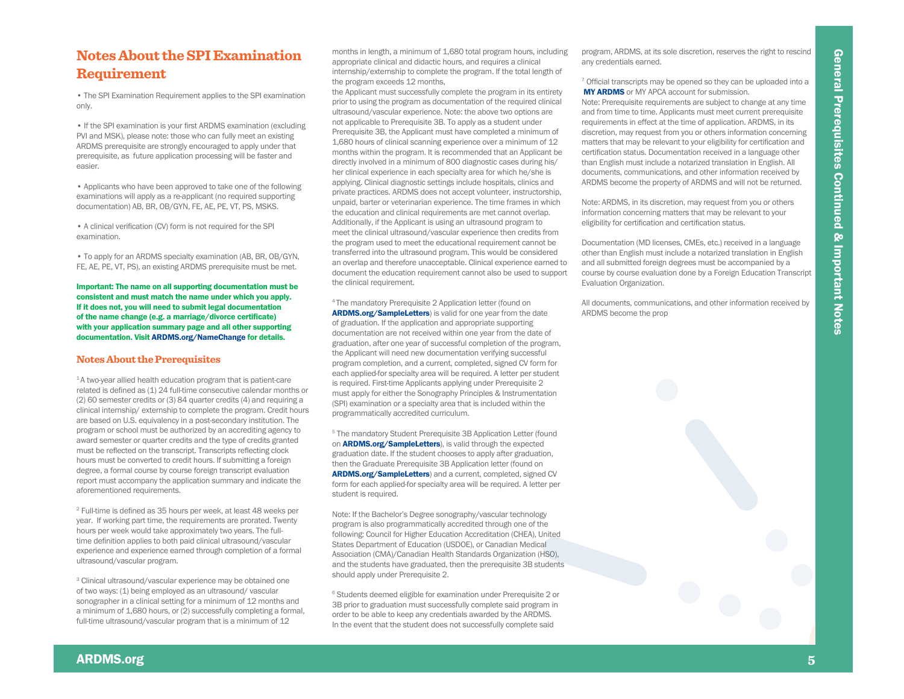## Notes About the SPI Examination Requirement

- The SPI Examination Requirement applies to the SPI examination only.
- If the SPI examination is your first ARDMS examination (excluding PVI and MSK), please note: those who can fully meet an existing ARDMS prerequisite are strongly encouraged to apply under that prerequisite, as future application processing will be faster and easier.
- Applicants who have been approved to take one of the following examinations will apply as a re-applicant (no required supporting documentation) AB, BR, OB/GYN, FE, AE, PE, VT, PS, MSKS.
- A clinical verification (CV) form is not required for the SPI examination.
- To apply for an ARDMS specialty examination (AB, BR, OB/GYN, FE, AE, PE, VT, PS), an existing ARDMS prerequisite must be met.

**Important: The name on all supporting documentation must be consistent and must match the name under which you apply. If it does not, you will need to submit legal documentation of the name change (e.g. a marriage/divorce certificate) with your application summary page and all other supporting documentation. Visit ARDMS.org/NameChange for details.**

### Notes About the Prerequisites

[1] A two-year allied health education program that is patient-care related is defined as (1) 24 full-time consecutive calendar months or (2) 60 semester credits or (3) 84 quarter credits (4) and requiring a clinical internship/ externship to complete the program. Credit hours are based on U.S. equivalency in a post-secondary institution. The program or school must be authorized by an accrediting agency to award semester or quarter credits and the type of credits granted must be reflected on the transcript. Transcripts reflecting clock hours must be converted to credit hours. If submitting a foreign degree, a formal course by course foreign transcript evaluation report must accompany the application summary and indicate the aforementioned requirements.

[2] Full-time is defined as 35 hours per week, at least 48 weeks per year. If working part time, the requirements are prorated. Twenty hours per week would take approximately two years. The full-time definition applies to both paid clinical ultrasound/vascular experience and experience earned through completion of a formal ultrasound/vascular program.

[3] Clinical ultrasound/vascular experience may be obtained one of two ways: (1) being employed as an ultrasound/ vascular sonographer in a clinical setting for a minimum of 12 months and a minimum of 1,680 hours, or (2) successfully completing a formal, full-time ultrasound/vascular program that is a minimum of 12 months in length, a minimum of 1,680 total program hours, including appropriate clinical and didactic hours, and requires a clinical internship/externship to complete the program. If the total length of the program exceeds 12 months,
the Applicant must successfully complete the program in its entirety prior to using the program as documentation of the required clinical ultrasound/vascular experience. Note: the above two options are not applicable to Prerequisite 3B. To apply as a student under Prerequisite 3B, the Applicant must have completed a minimum of 1,680 hours of clinical scanning experience over a minimum of 12 months within the program. It is recommended that an Applicant be directly involved in a minimum of 800 diagnostic cases during his/her clinical experience in each specialty area for which he/she is applying. Clinical diagnostic settings include hospitals, clinics and private practices. ARDMS does not accept volunteer, instructorship, unpaid, barter or veterinarian experience. The time frames in which the education and clinical requirements are met cannot overlap. Additionally, if the Applicant is using an ultrasound program to meet the clinical ultrasound/vascular experience then credits from the program used to meet the educational requirement cannot be transferred into the ultrasound program. This would be considered an overlap and therefore unacceptable. Clinical experience earned to document the education requirement cannot also be used to support the clinical requirement.

[4] The mandatory Prerequisite 2 Application letter (found on **ARDMS.org/SampleLetters**) is valid for one year from the date of graduation. If the application and appropriate supporting documentation are not received within one year from the date of graduation, after one year of successful completion of the program, the Applicant will need new documentation verifying successful program completion, and a current, completed, signed CV form for each applied-for specialty area will be required. A letter per student is required. First-time Applicants applying under Prerequisite 2 must apply for either the Sonography Principles & Instrumentation (SPI) examination or a specialty area that is included within the programmatically accredited curriculum.

[5] The mandatory Student Prerequisite 3B Application Letter (found on **ARDMS.org/SampleLetters**), is valid through the expected graduation date. If the student chooses to apply after graduation, then the Graduate Prerequisite 3B Application letter (found on **ARDMS.org/SampleLetters**) and a current, completed, signed CV form for each applied-for specialty area will be required. A letter per student is required.

Note: If the Bachelor's Degree sonography/vascular technology program is also programmatically accredited through one of the following: Council for Higher Education Accreditation (CHEA), United States Department of Education (USDOE), or Canadian Medical Association (CMA)/Canadian Health Standards Organization (HSO), and the students have graduated, then the prerequisite 3B students should apply under Prerequisite 2.

[6] Students deemed eligible for examination under Prerequisite 2 or 3B prior to graduation must successfully complete said program in order to be able to keep any credentials awarded by the ARDMS. In the event that the student does not successfully complete said program, ARDMS, at its sole discretion, reserves the right to rescind any credentials earned.

[7] Official transcripts may be opened so they can be uploaded into a **MY ARDMS** or MY APCA account for submission.
Note: Prerequisite requirements are subject to change at any time and from time to time. Applicants must meet current prerequisite requirements in effect at the time of application. ARDMS, in its discretion, may request from you or others information concerning matters that may be relevant to your eligibility for certification and certification status. Documentation received in a language other than English must include a notarized translation in English. All documents, communications, and other information received by ARDMS become the property of ARDMS and will not be returned.

Note: ARDMS, in its discretion, may request from you or others information concerning matters that may be relevant to your eligibility for certification and certification status.

Documentation (MD licenses, CMEs, etc.) received in a language other than English must include a notarized translation in English and all submitted foreign degrees must be accompanied by a course by course evaluation done by a Foreign Education Transcript Evaluation Organization.

All documents, communications, and other information received by ARDMS become the prop